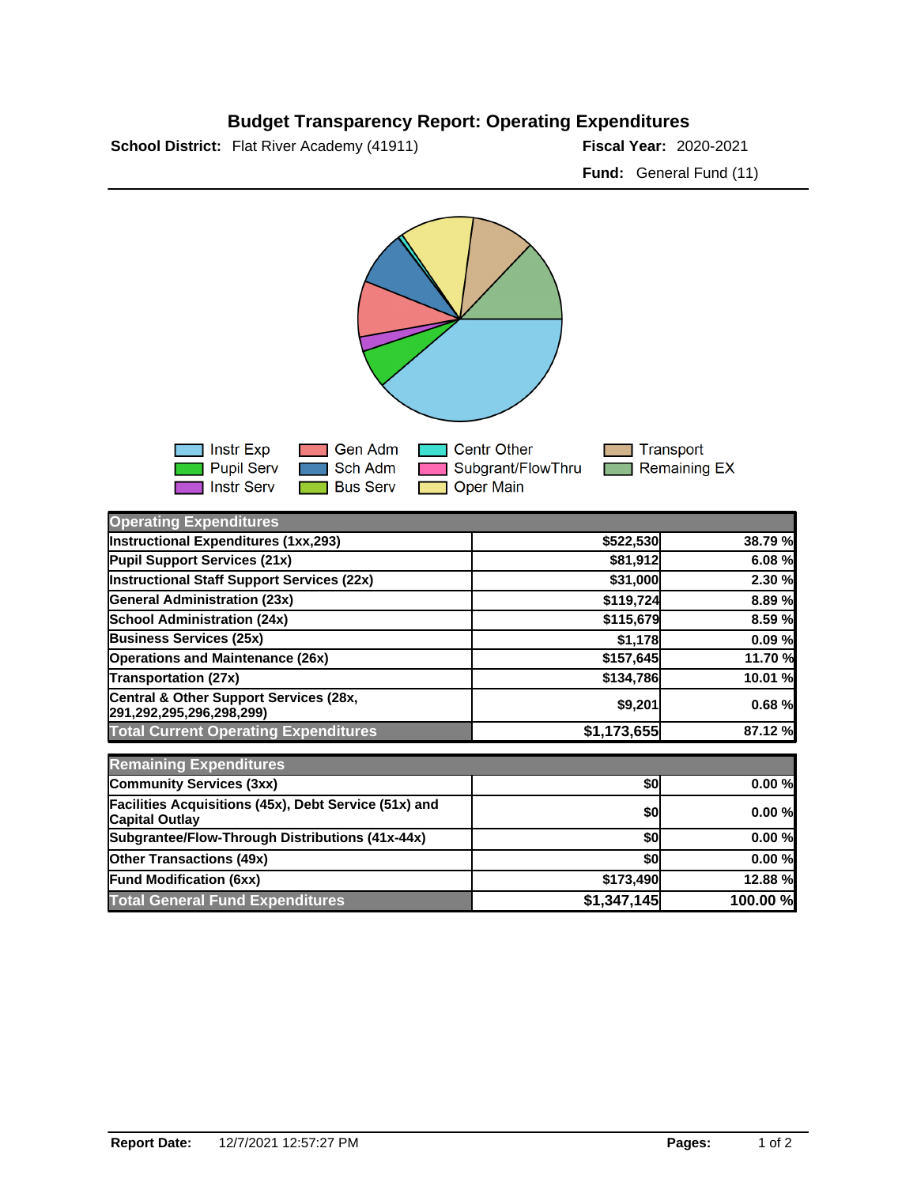# Budget Transparency Report: Operating Expenditures

**School District:** Flat River Academy (41911)

**Fiscal Year:** 2020-2021

**Fund:** General Fund (11)

Instr Exp | Pupil Serv | Instr Serv | Gen Adm | Sch Adm | Bus Serv | Centr Other | Subgrant/FlowThru | Oper Main | Transport | Remaining EX

| Operating Expenditures | | |
|---|---|---|
| Instructional Expenditures (1xx,293) | $522,530 | 38.79 % |
| Pupil Support Services (21x) | $81,912 | 6.08 % |
| Instructional Staff Support Services (22x) | $31,000 | 2.30 % |
| General Administration (23x) | $119,724 | 8.89 % |
| School Administration (24x) | $115,679 | 8.59 % |
| Business Services (25x) | $1,178 | 0.09 % |
| Operations and Maintenance (26x) | $157,645 | 11.70 % |
| Transportation (27x) | $134,786 | 10.01 % |
| Central & Other Support Services (28x, 291,292,295,296,298,299) | $9,201 | 0.68 % |
| **Total Current Operating Expenditures** | **$1,173,655** | **87.12 %** |

| Remaining Expenditures | | |
|---|---|---|
| Community Services (3xx) | $0 | 0.00 % |
| Facilities Acquisitions (45x), Debt Service (51x) and Capital Outlay | $0 | 0.00 % |
| Subgrantee/Flow-Through Distributions (41x-44x) | $0 | 0.00 % |
| Other Transactions (49x) | $0 | 0.00 % |
| Fund Modification (6xx) | $173,490 | 12.88 % |
| **Total General Fund Expenditures** | **$1,347,145** | **100.00 %** |

**Report Date:** 12/7/2021 12:57:27 PM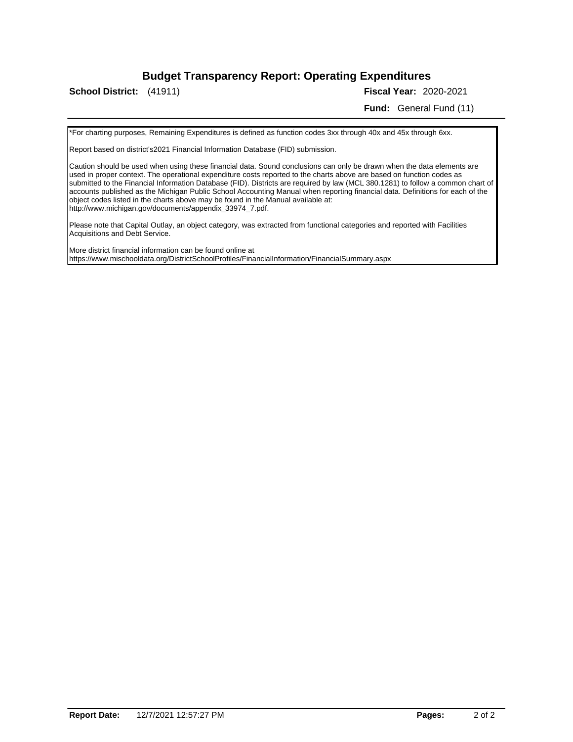## Budget Transparency Report: Operating Expenditures

**School District:** (41911)

**Fiscal Year:** 2020-2021

**Fund:** General Fund (11)

*For charting purposes, Remaining Expenditures is defined as function codes 3xx through 40x and 45x through 6xx.

Report based on district's2021 Financial Information Database (FID) submission.

Caution should be used when using these financial data. Sound conclusions can only be drawn when the data elements are used in proper context. The operational expenditure costs reported to the charts above are based on function codes as submitted to the Financial Information Database (FID). Districts are required by law (MCL 380.1281) to follow a common chart of accounts published as the Michigan Public School Accounting Manual when reporting financial data. Definitions for each of the object codes listed in the charts above may be found in the Manual available at: http://www.michigan.gov/documents/appendix_33974_7.pdf.

Please note that Capital Outlay, an object category, was extracted from functional categories and reported with Facilities Acquisitions and Debt Service.

More district financial information can be found online at https://www.mischooldata.org/DistrictSchoolProfiles/FinancialInformation/FinancialSummary.aspx

**Report Date:** 12/7/2021 12:57:27 PM